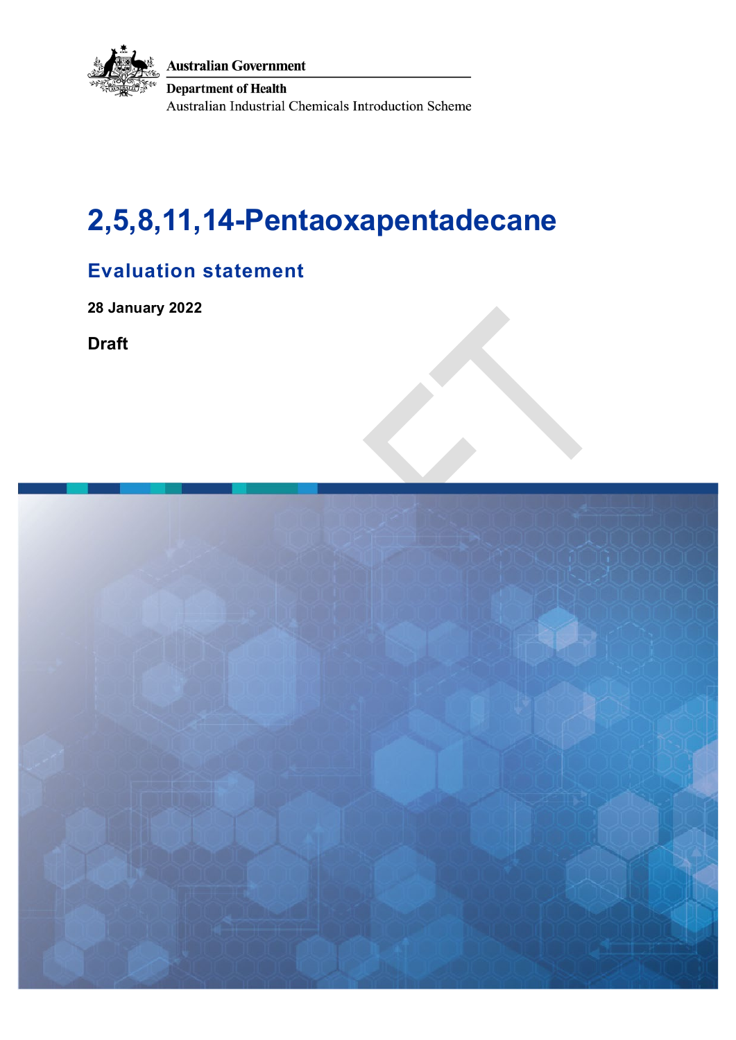Australian Government

Department of Health

Australian Industrial Chemicals Introduction Scheme

# 2,5,8,11,14-Pentaoxapentadecane

## Evaluation statement

**28 January 2022**

**Draft**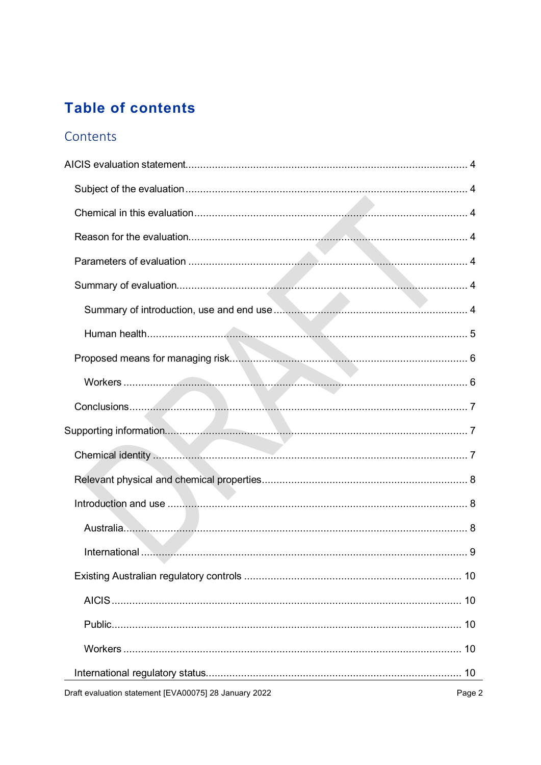# Table of contents

## Contents

AICIS evaluation statement ..... 4

- Subject of the evaluation ..... 4
- Chemical in this evaluation ..... 4
- Reason for the evaluation ..... 4
- Parameters of evaluation ..... 4
- Summary of evaluation ..... 4
  - Summary of introduction, use and end use ..... 4
  - Human health ..... 5
- Proposed means for managing risk ..... 6
  - Workers ..... 6
- Conclusions ..... 7

Supporting information ..... 7

- Chemical identity ..... 7
- Relevant physical and chemical properties ..... 8
- Introduction and use ..... 8
  - Australia ..... 8
  - International ..... 9
- Existing Australian regulatory controls ..... 10
  - AICIS ..... 10
  - Public ..... 10
  - Workers ..... 10
- International regulatory status ..... 10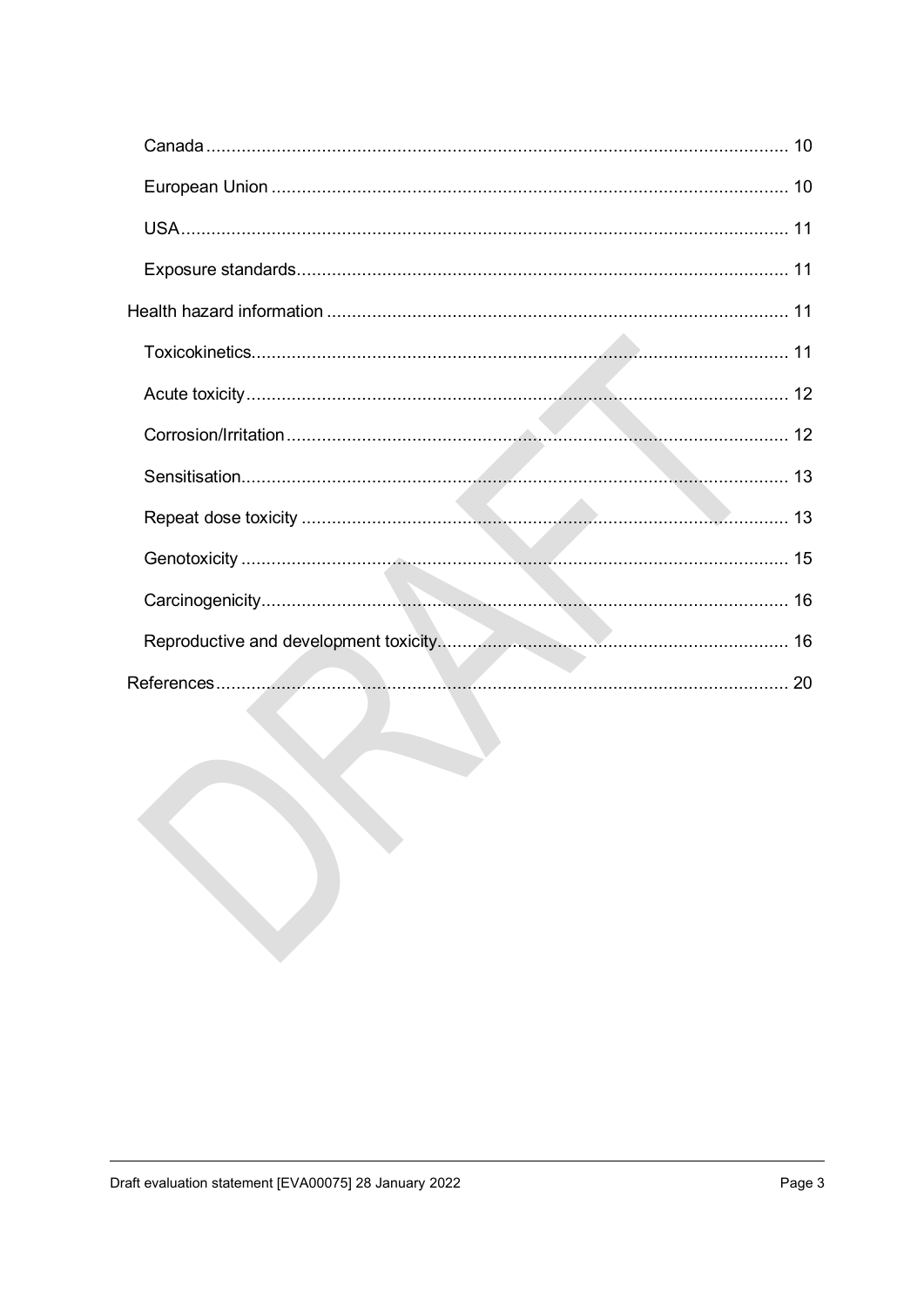Canada ..... 10

European Union ..... 10

USA ..... 11

Exposure standards ..... 11

Health hazard information ..... 11

Toxicokinetics ..... 11

Acute toxicity ..... 12

Corrosion/Irritation ..... 12

Sensitisation ..... 13

Repeat dose toxicity ..... 13

Genotoxicity ..... 15

Carcinogenicity ..... 16

Reproductive and development toxicity ..... 16

References ..... 20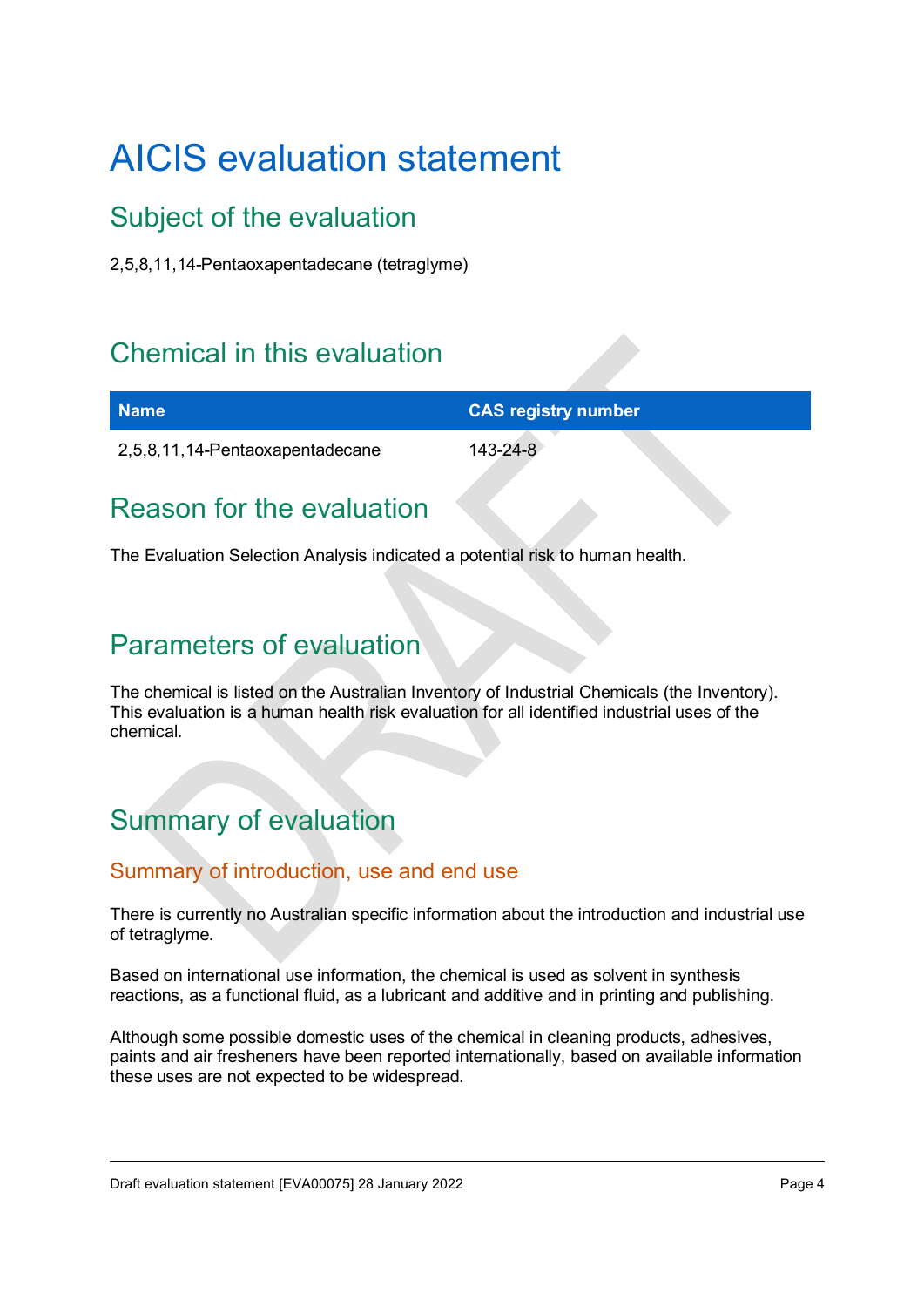# AICIS evaluation statement

## Subject of the evaluation

2,5,8,11,14-Pentaoxapentadecane (tetraglyme)

## Chemical in this evaluation

| Name | CAS registry number |
| --- | --- |
| 2,5,8,11,14-Pentaoxapentadecane | 143-24-8 |

## Reason for the evaluation

The Evaluation Selection Analysis indicated a potential risk to human health.

## Parameters of evaluation

The chemical is listed on the Australian Inventory of Industrial Chemicals (the Inventory). This evaluation is a human health risk evaluation for all identified industrial uses of the chemical.

## Summary of evaluation

### Summary of introduction, use and end use

There is currently no Australian specific information about the introduction and industrial use of tetraglyme.

Based on international use information, the chemical is used as solvent in synthesis reactions, as a functional fluid, as a lubricant and additive and in printing and publishing.

Although some possible domestic uses of the chemical in cleaning products, adhesives, paints and air fresheners have been reported internationally, based on available information these uses are not expected to be widespread.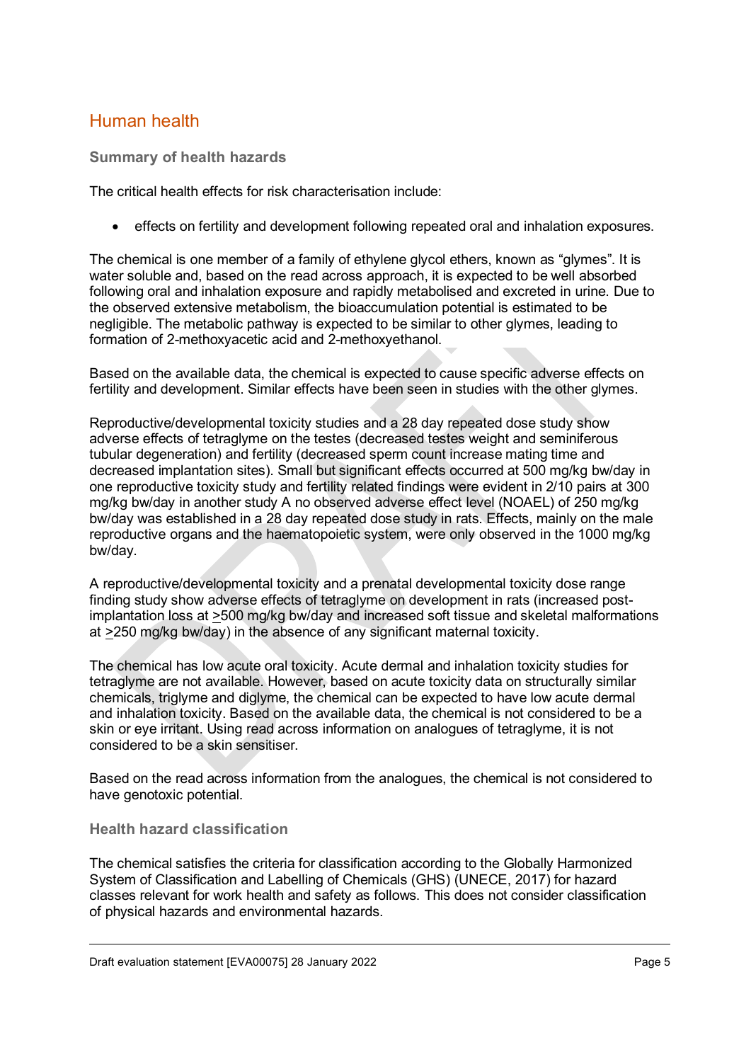## Human health

### Summary of health hazards

The critical health effects for risk characterisation include:

- effects on fertility and development following repeated oral and inhalation exposures.

The chemical is one member of a family of ethylene glycol ethers, known as "glymes". It is water soluble and, based on the read across approach, it is expected to be well absorbed following oral and inhalation exposure and rapidly metabolised and excreted in urine. Due to the observed extensive metabolism, the bioaccumulation potential is estimated to be negligible. The metabolic pathway is expected to be similar to other glymes, leading to formation of 2-methoxyacetic acid and 2-methoxyethanol.

Based on the available data, the chemical is expected to cause specific adverse effects on fertility and development. Similar effects have been seen in studies with the other glymes.

Reproductive/developmental toxicity studies and a 28 day repeated dose study show adverse effects of tetraglyme on the testes (decreased testes weight and seminiferous tubular degeneration) and fertility (decreased sperm count increase mating time and decreased implantation sites). Small but significant effects occurred at 500 mg/kg bw/day in one reproductive toxicity study and fertility related findings were evident in 2/10 pairs at 300 mg/kg bw/day in another study A no observed adverse effect level (NOAEL) of 250 mg/kg bw/day was established in a 28 day repeated dose study in rats. Effects, mainly on the male reproductive organs and the haematopoietic system, were only observed in the 1000 mg/kg bw/day.

A reproductive/developmental toxicity and a prenatal developmental toxicity dose range finding study show adverse effects of tetraglyme on development in rats (increased post-implantation loss at ≥500 mg/kg bw/day and increased soft tissue and skeletal malformations at ≥250 mg/kg bw/day) in the absence of any significant maternal toxicity.

The chemical has low acute oral toxicity. Acute dermal and inhalation toxicity studies for tetraglyme are not available. However, based on acute toxicity data on structurally similar chemicals, triglyme and diglyme, the chemical can be expected to have low acute dermal and inhalation toxicity. Based on the available data, the chemical is not considered to be a skin or eye irritant. Using read across information on analogues of tetraglyme, it is not considered to be a skin sensitiser.

Based on the read across information from the analogues, the chemical is not considered to have genotoxic potential.

### Health hazard classification

The chemical satisfies the criteria for classification according to the Globally Harmonized System of Classification and Labelling of Chemicals (GHS) (UNECE, 2017) for hazard classes relevant for work health and safety as follows. This does not consider classification of physical hazards and environmental hazards.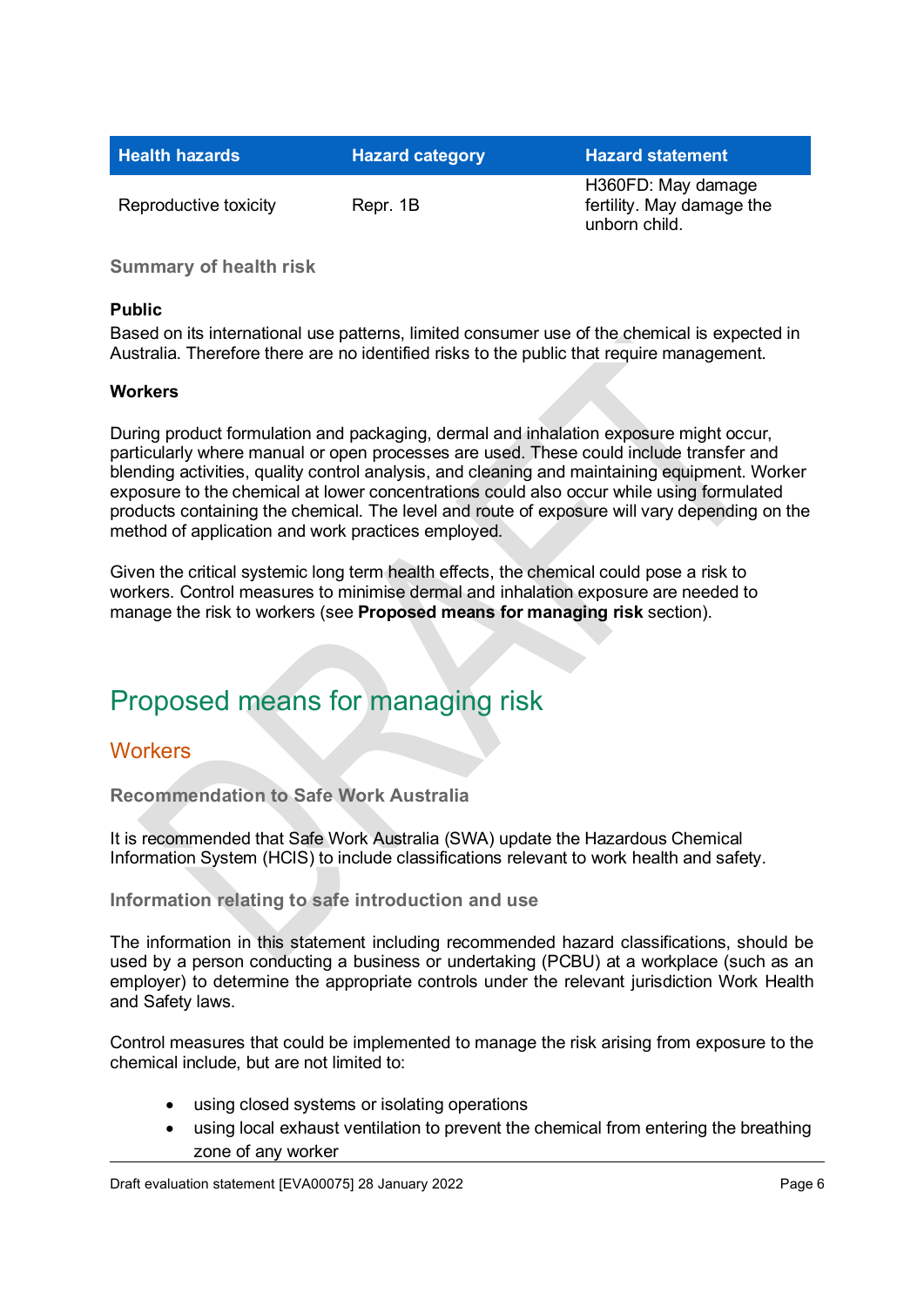| Health hazards | Hazard category | Hazard statement |
| --- | --- | --- |
| Reproductive toxicity | Repr. 1B | H360FD: May damage fertility. May damage the unborn child. |

### Summary of health risk

**Public**

Based on its international use patterns, limited consumer use of the chemical is expected in Australia. Therefore there are no identified risks to the public that require management.

**Workers**

During product formulation and packaging, dermal and inhalation exposure might occur, particularly where manual or open processes are used. These could include transfer and blending activities, quality control analysis, and cleaning and maintaining equipment. Worker exposure to the chemical at lower concentrations could also occur while using formulated products containing the chemical. The level and route of exposure will vary depending on the method of application and work practices employed.

Given the critical systemic long term health effects, the chemical could pose a risk to workers. Control measures to minimise dermal and inhalation exposure are needed to manage the risk to workers (see **Proposed means for managing risk** section).

# Proposed means for managing risk

## Workers

### Recommendation to Safe Work Australia

It is recommended that Safe Work Australia (SWA) update the Hazardous Chemical Information System (HCIS) to include classifications relevant to work health and safety.

### Information relating to safe introduction and use

The information in this statement including recommended hazard classifications, should be used by a person conducting a business or undertaking (PCBU) at a workplace (such as an employer) to determine the appropriate controls under the relevant jurisdiction Work Health and Safety laws.

Control measures that could be implemented to manage the risk arising from exposure to the chemical include, but are not limited to:

- using closed systems or isolating operations
- using local exhaust ventilation to prevent the chemical from entering the breathing zone of any worker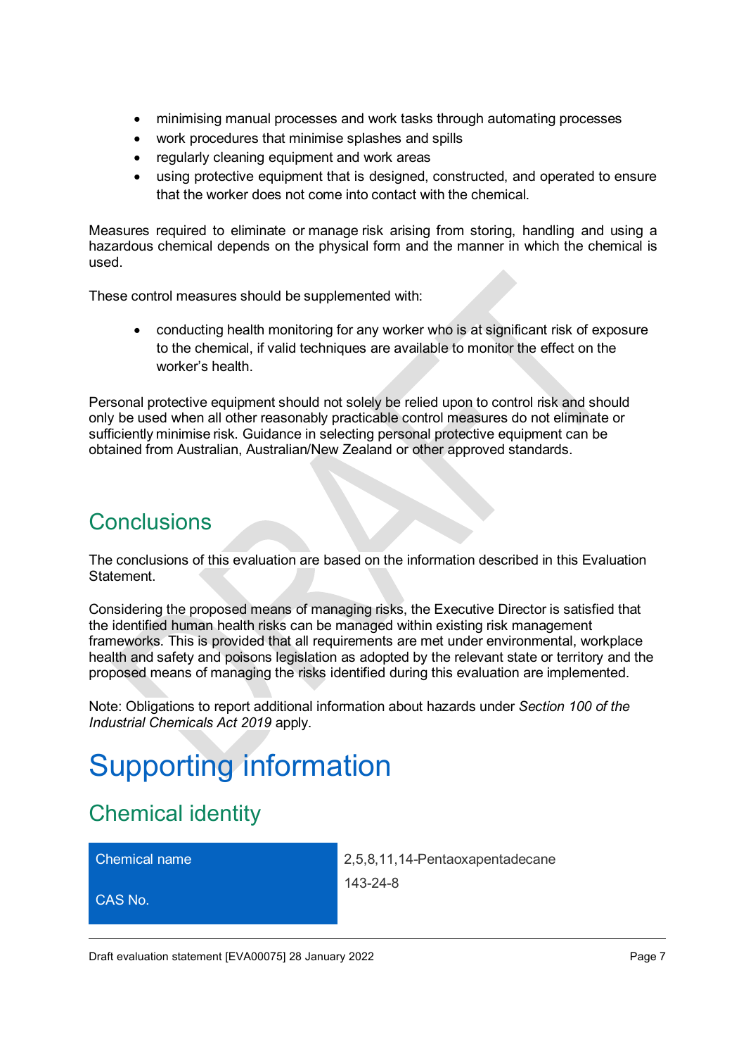- minimising manual processes and work tasks through automating processes
- work procedures that minimise splashes and spills
- regularly cleaning equipment and work areas
- using protective equipment that is designed, constructed, and operated to ensure that the worker does not come into contact with the chemical.

Measures required to eliminate or manage risk arising from storing, handling and using a hazardous chemical depends on the physical form and the manner in which the chemical is used.

These control measures should be supplemented with:

- conducting health monitoring for any worker who is at significant risk of exposure to the chemical, if valid techniques are available to monitor the effect on the worker's health.

Personal protective equipment should not solely be relied upon to control risk and should only be used when all other reasonably practicable control measures do not eliminate or sufficiently minimise risk. Guidance in selecting personal protective equipment can be obtained from Australian, Australian/New Zealand or other approved standards.

## Conclusions

The conclusions of this evaluation are based on the information described in this Evaluation Statement.

Considering the proposed means of managing risks, the Executive Director is satisfied that the identified human health risks can be managed within existing risk management frameworks. This is provided that all requirements are met under environmental, workplace health and safety and poisons legislation as adopted by the relevant state or territory and the proposed means of managing the risks identified during this evaluation are implemented.

Note: Obligations to report additional information about hazards under *Section 100 of the Industrial Chemicals Act 2019* apply.

# Supporting information

## Chemical identity

| Chemical name | 2,5,8,11,14-Pentaoxapentadecane |
|---|---|
| CAS No. | 143-24-8 |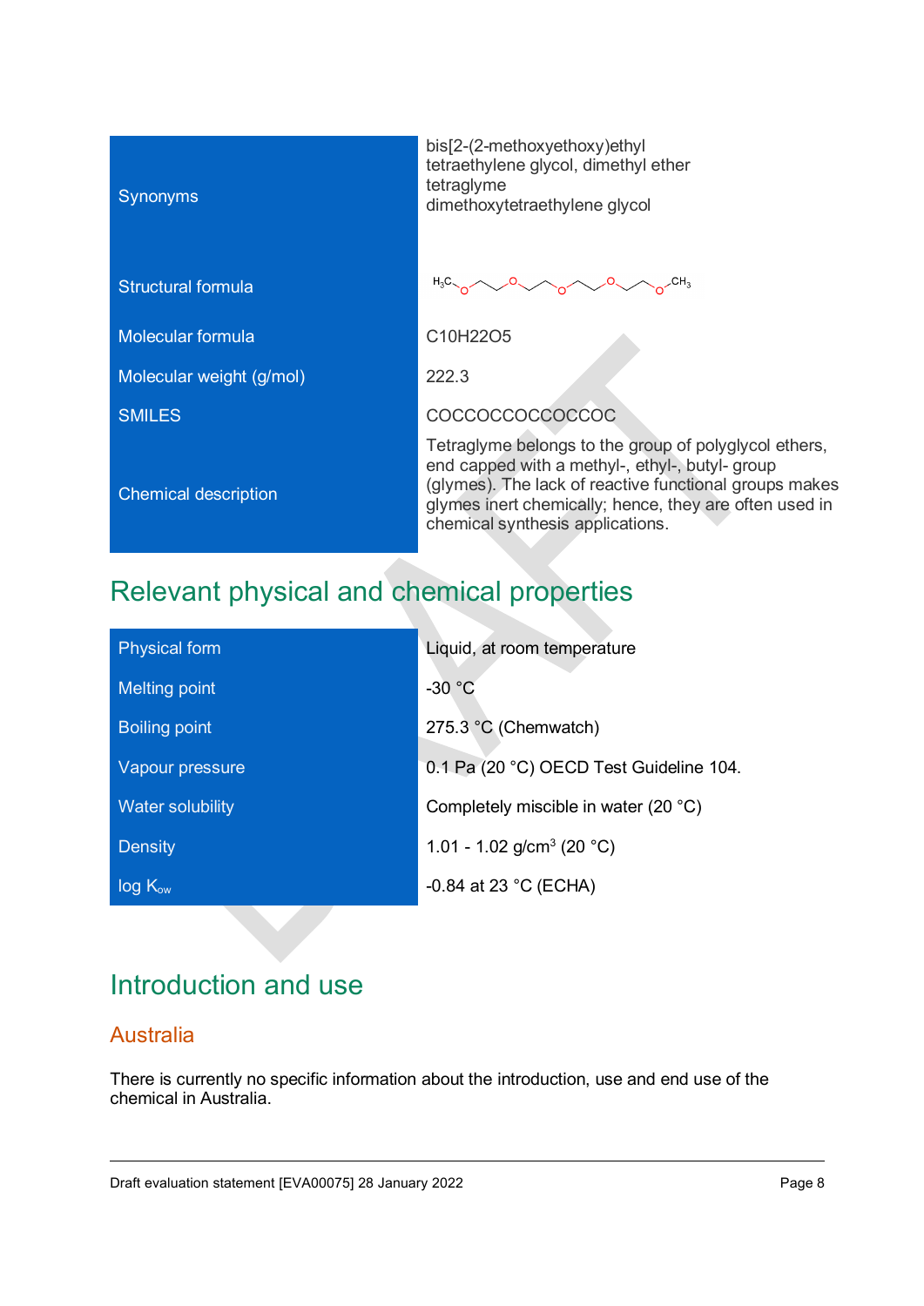| | |
|---|---|
| Synonyms | bis[2-(2-methoxyethoxy)ethyl<br>tetraethylene glycol, dimethyl ether<br>tetraglyme<br>dimethoxytetraethylene glycol |
| Structural formula | |
| Molecular formula | $C_{10}H_{22}O_5$ |
| Molecular weight (g/mol) | 222.3 |
| SMILES | COCCOCCOCCOCCOC |
| Chemical description | Tetraglyme belongs to the group of polyglycol ethers, end capped with a methyl-, ethyl-, butyl- group (glymes). The lack of reactive functional groups makes glymes inert chemically; hence, they are often used in chemical synthesis applications. |

## Relevant physical and chemical properties

| | |
|---|---|
| Physical form | Liquid, at room temperature |
| Melting point | -30 °C |
| Boiling point | 275.3 °C (Chemwatch) |
| Vapour pressure | 0.1 Pa (20 °C) OECD Test Guideline 104. |
| Water solubility | Completely miscible in water (20 °C) |
| Density | 1.01 - 1.02 g/cm$^3$ (20 °C) |
| log $K_{ow}$ | -0.84 at 23 °C (ECHA) |

## Introduction and use

### Australia

There is currently no specific information about the introduction, use and end use of the chemical in Australia.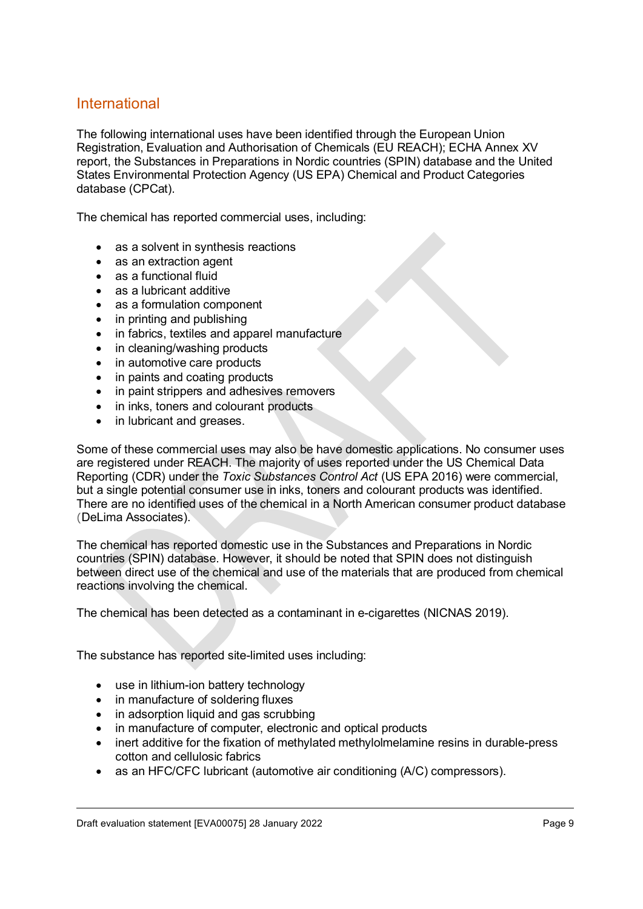## International

The following international uses have been identified through the European Union Registration, Evaluation and Authorisation of Chemicals (EU REACH); ECHA Annex XV report, the Substances in Preparations in Nordic countries (SPIN) database and the United States Environmental Protection Agency (US EPA) Chemical and Product Categories database (CPCat).

The chemical has reported commercial uses, including:

- as a solvent in synthesis reactions
- as an extraction agent
- as a functional fluid
- as a lubricant additive
- as a formulation component
- in printing and publishing
- in fabrics, textiles and apparel manufacture
- in cleaning/washing products
- in automotive care products
- in paints and coating products
- in paint strippers and adhesives removers
- in inks, toners and colourant products
- in lubricant and greases.

Some of these commercial uses may also be have domestic applications. No consumer uses are registered under REACH. The majority of uses reported under the US Chemical Data Reporting (CDR) under the *Toxic Substances Control Act* (US EPA 2016) were commercial, but a single potential consumer use in inks, toners and colourant products was identified. There are no identified uses of the chemical in a North American consumer product database (DeLima Associates).

The chemical has reported domestic use in the Substances and Preparations in Nordic countries (SPIN) database. However, it should be noted that SPIN does not distinguish between direct use of the chemical and use of the materials that are produced from chemical reactions involving the chemical.

The chemical has been detected as a contaminant in e-cigarettes (NICNAS 2019).

The substance has reported site-limited uses including:

- use in lithium-ion battery technology
- in manufacture of soldering fluxes
- in adsorption liquid and gas scrubbing
- in manufacture of computer, electronic and optical products
- inert additive for the fixation of methylated methylolmelamine resins in durable-press cotton and cellulosic fabrics
- as an HFC/CFC lubricant (automotive air conditioning (A/C) compressors).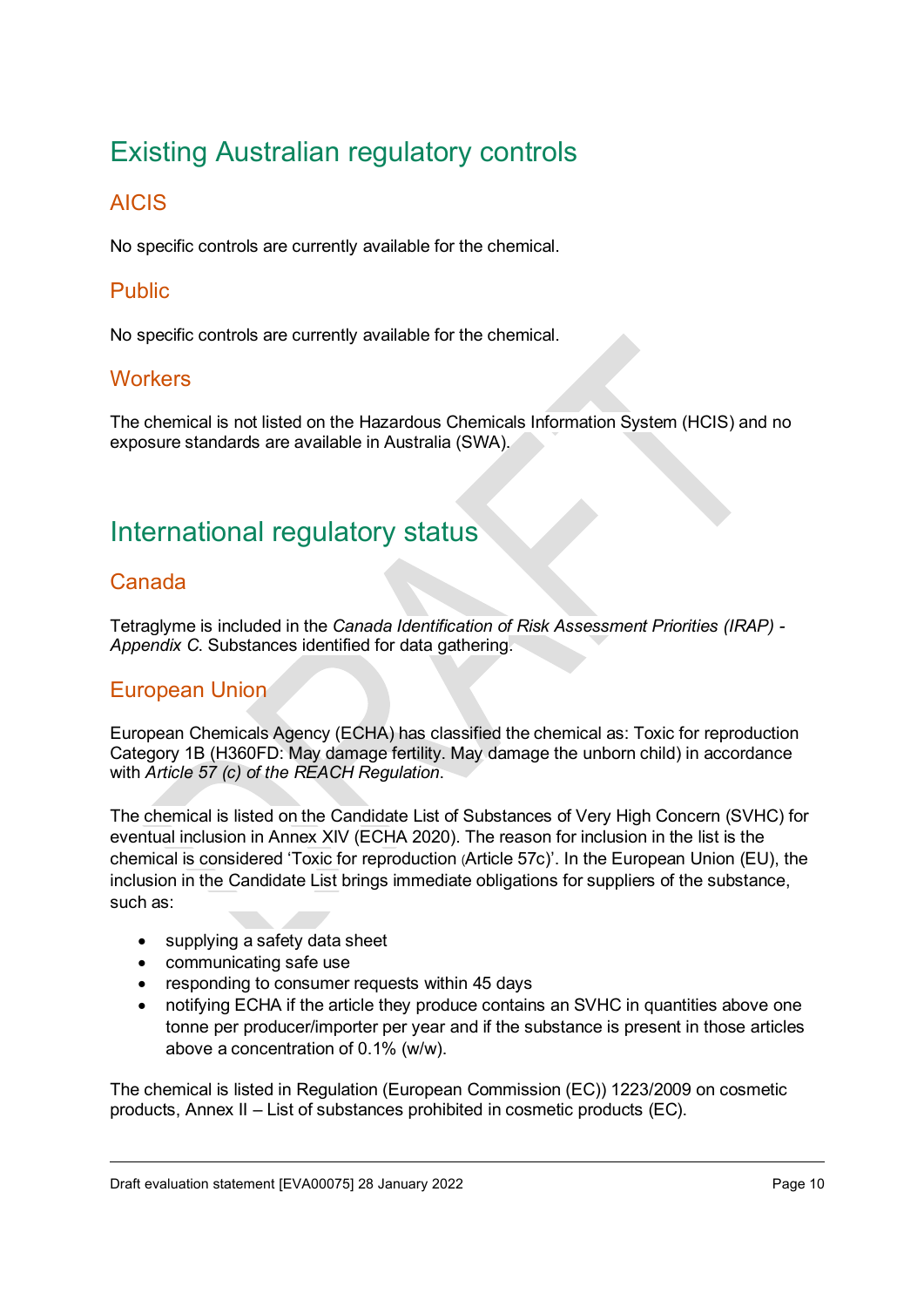# Existing Australian regulatory controls

## AICIS

No specific controls are currently available for the chemical.

## Public

No specific controls are currently available for the chemical.

## Workers

The chemical is not listed on the Hazardous Chemicals Information System (HCIS) and no exposure standards are available in Australia (SWA).

# International regulatory status

## Canada

Tetraglyme is included in the *Canada Identification of Risk Assessment Priorities (IRAP) - Appendix C*. Substances identified for data gathering.

## European Union

European Chemicals Agency (ECHA) has classified the chemical as: Toxic for reproduction Category 1B (H360FD: May damage fertility. May damage the unborn child) in accordance with *Article 57 (c) of the REACH Regulation*.

The chemical is listed on the Candidate List of Substances of Very High Concern (SVHC) for eventual inclusion in Annex XIV (ECHA 2020). The reason for inclusion in the list is the chemical is considered 'Toxic for reproduction (Article 57c)'. In the European Union (EU), the inclusion in the Candidate List brings immediate obligations for suppliers of the substance, such as:

- supplying a safety data sheet
- communicating safe use
- responding to consumer requests within 45 days
- notifying ECHA if the article they produce contains an SVHC in quantities above one tonne per producer/importer per year and if the substance is present in those articles above a concentration of 0.1% (w/w).

The chemical is listed in Regulation (European Commission (EC)) 1223/2009 on cosmetic products, Annex II – List of substances prohibited in cosmetic products (EC).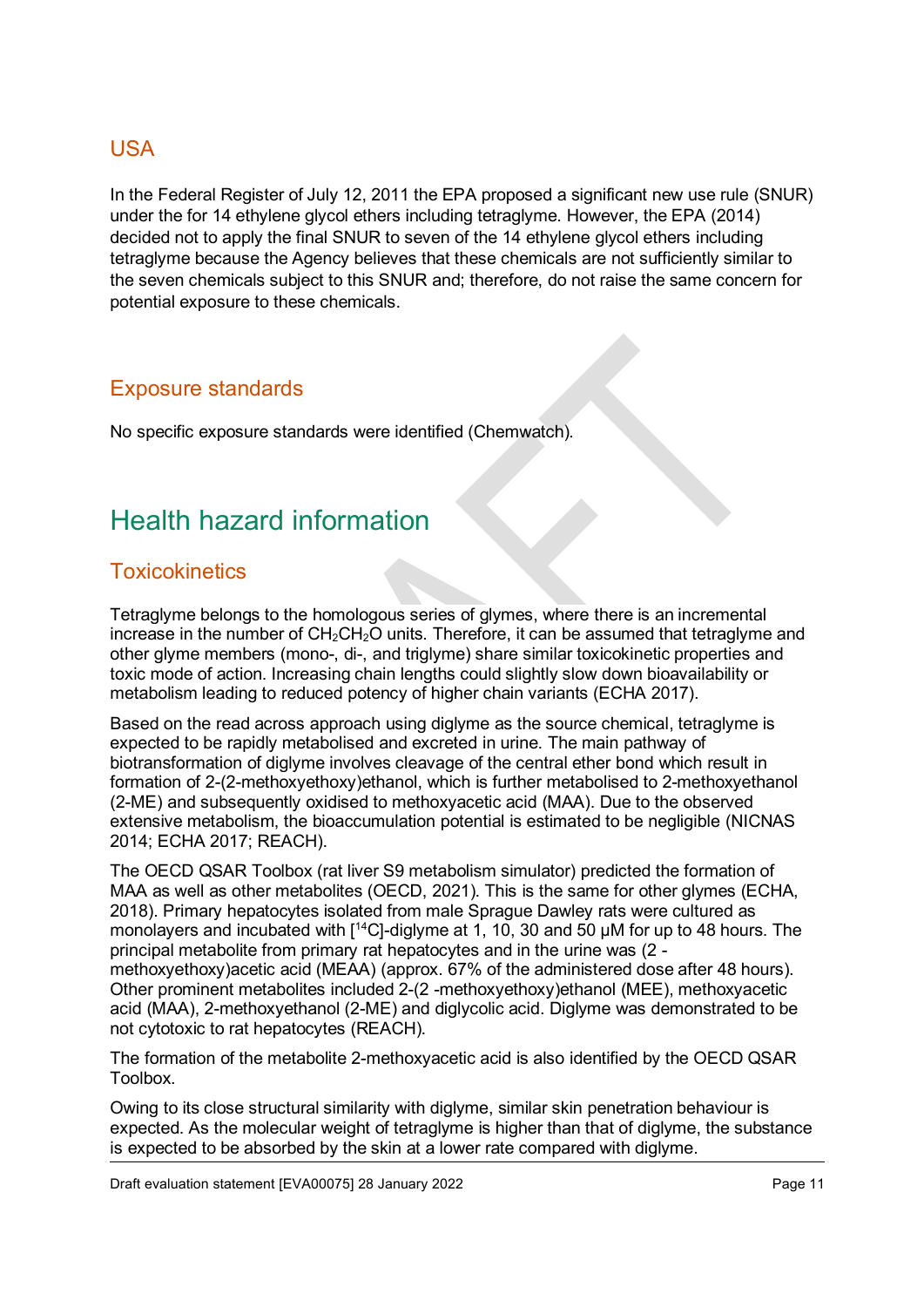## USA

In the Federal Register of July 12, 2011 the EPA proposed a significant new use rule (SNUR) under the for 14 ethylene glycol ethers including tetraglyme. However, the EPA (2014) decided not to apply the final SNUR to seven of the 14 ethylene glycol ethers including tetraglyme because the Agency believes that these chemicals are not sufficiently similar to the seven chemicals subject to this SNUR and; therefore, do not raise the same concern for potential exposure to these chemicals.

## Exposure standards

No specific exposure standards were identified (Chemwatch).

# Health hazard information

## Toxicokinetics

Tetraglyme belongs to the homologous series of glymes, where there is an incremental increase in the number of $CH_2CH_2O$ units. Therefore, it can be assumed that tetraglyme and other glyme members (mono-, di-, and triglyme) share similar toxicokinetic properties and toxic mode of action. Increasing chain lengths could slightly slow down bioavailability or metabolism leading to reduced potency of higher chain variants (ECHA 2017).

Based on the read across approach using diglyme as the source chemical, tetraglyme is expected to be rapidly metabolised and excreted in urine. The main pathway of biotransformation of diglyme involves cleavage of the central ether bond which result in formation of 2-(2-methoxyethoxy)ethanol, which is further metabolised to 2-methoxyethanol (2-ME) and subsequently oxidised to methoxyacetic acid (MAA). Due to the observed extensive metabolism, the bioaccumulation potential is estimated to be negligible (NICNAS 2014; ECHA 2017; REACH).

The OECD QSAR Toolbox (rat liver S9 metabolism simulator) predicted the formation of MAA as well as other metabolites (OECD, 2021). This is the same for other glymes (ECHA, 2018). Primary hepatocytes isolated from male Sprague Dawley rats were cultured as monolayers and incubated with [$^{14}$C]-diglyme at 1, 10, 30 and 50 µM for up to 48 hours. The principal metabolite from primary rat hepatocytes and in the urine was (2 -methoxyethoxy)acetic acid (MEAA) (approx. 67% of the administered dose after 48 hours). Other prominent metabolites included 2-(2 -methoxyethoxy)ethanol (MEE), methoxyacetic acid (MAA), 2-methoxyethanol (2-ME) and diglycolic acid. Diglyme was demonstrated to be not cytotoxic to rat hepatocytes (REACH).

The formation of the metabolite 2-methoxyacetic acid is also identified by the OECD QSAR Toolbox.

Owing to its close structural similarity with diglyme, similar skin penetration behaviour is expected. As the molecular weight of tetraglyme is higher than that of diglyme, the substance is expected to be absorbed by the skin at a lower rate compared with diglyme.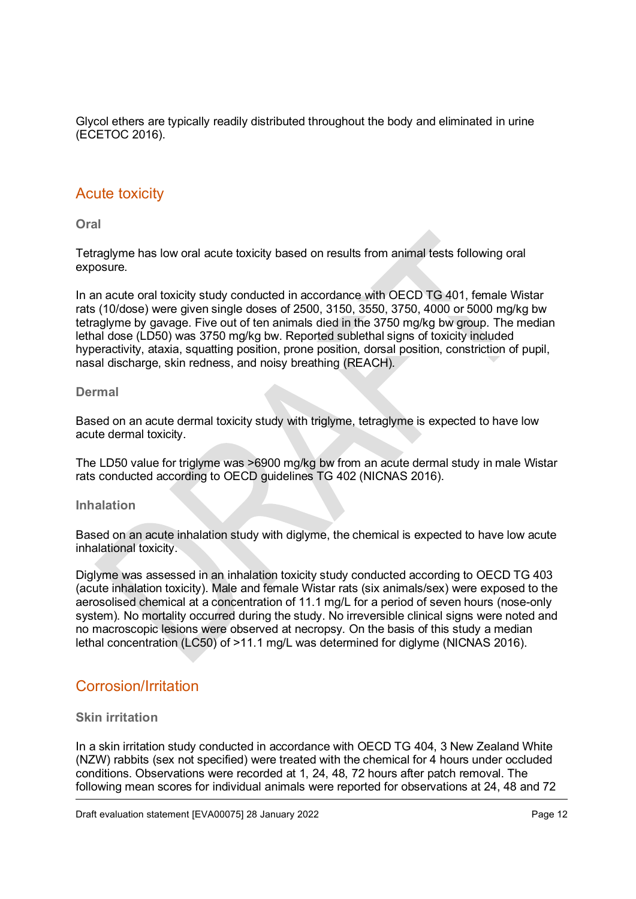Glycol ethers are typically readily distributed throughout the body and eliminated in urine (ECETOC 2016).

## Acute toxicity

### Oral

Tetraglyme has low oral acute toxicity based on results from animal tests following oral exposure.

In an acute oral toxicity study conducted in accordance with OECD TG 401, female Wistar rats (10/dose) were given single doses of 2500, 3150, 3550, 3750, 4000 or 5000 mg/kg bw tetraglyme by gavage. Five out of ten animals died in the 3750 mg/kg bw group. The median lethal dose (LD50) was 3750 mg/kg bw. Reported sublethal signs of toxicity included hyperactivity, ataxia, squatting position, prone position, dorsal position, constriction of pupil, nasal discharge, skin redness, and noisy breathing (REACH).

### Dermal

Based on an acute dermal toxicity study with triglyme, tetraglyme is expected to have low acute dermal toxicity.

The LD50 value for triglyme was >6900 mg/kg bw from an acute dermal study in male Wistar rats conducted according to OECD guidelines TG 402 (NICNAS 2016).

### Inhalation

Based on an acute inhalation study with diglyme, the chemical is expected to have low acute inhalational toxicity.

Diglyme was assessed in an inhalation toxicity study conducted according to OECD TG 403 (acute inhalation toxicity). Male and female Wistar rats (six animals/sex) were exposed to the aerosolised chemical at a concentration of 11.1 mg/L for a period of seven hours (nose-only system). No mortality occurred during the study. No irreversible clinical signs were noted and no macroscopic lesions were observed at necropsy. On the basis of this study a median lethal concentration (LC50) of >11.1 mg/L was determined for diglyme (NICNAS 2016).

## Corrosion/Irritation

### Skin irritation

In a skin irritation study conducted in accordance with OECD TG 404, 3 New Zealand White (NZW) rabbits (sex not specified) were treated with the chemical for 4 hours under occluded conditions. Observations were recorded at 1, 24, 48, 72 hours after patch removal. The following mean scores for individual animals were reported for observations at 24, 48 and 72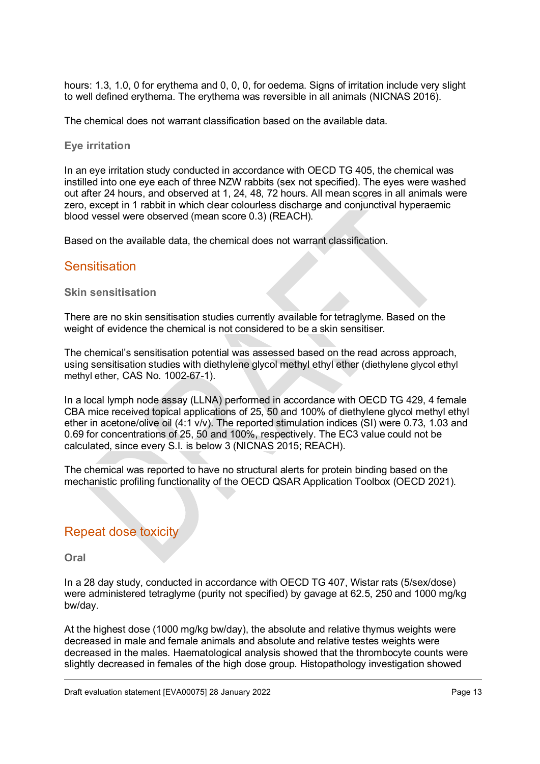hours: 1.3, 1.0, 0 for erythema and 0, 0, 0, for oedema. Signs of irritation include very slight to well defined erythema. The erythema was reversible in all animals (NICNAS 2016).

The chemical does not warrant classification based on the available data.

### Eye irritation

In an eye irritation study conducted in accordance with OECD TG 405, the chemical was instilled into one eye each of three NZW rabbits (sex not specified). The eyes were washed out after 24 hours, and observed at 1, 24, 48, 72 hours. All mean scores in all animals were zero, except in 1 rabbit in which clear colourless discharge and conjunctival hyperaemic blood vessel were observed (mean score 0.3) (REACH).

Based on the available data, the chemical does not warrant classification.

## Sensitisation

### Skin sensitisation

There are no skin sensitisation studies currently available for tetraglyme. Based on the weight of evidence the chemical is not considered to be a skin sensitiser.

The chemical's sensitisation potential was assessed based on the read across approach, using sensitisation studies with diethylene glycol methyl ethyl ether (diethylene glycol ethyl methyl ether, CAS No. 1002-67-1).

In a local lymph node assay (LLNA) performed in accordance with OECD TG 429, 4 female CBA mice received topical applications of 25, 50 and 100% of diethylene glycol methyl ethyl ether in acetone/olive oil (4:1 v/v). The reported stimulation indices (SI) were 0.73, 1.03 and 0.69 for concentrations of 25, 50 and 100%, respectively. The EC3 value could not be calculated, since every S.I. is below 3 (NICNAS 2015; REACH).

The chemical was reported to have no structural alerts for protein binding based on the mechanistic profiling functionality of the OECD QSAR Application Toolbox (OECD 2021).

## Repeat dose toxicity

### Oral

In a 28 day study, conducted in accordance with OECD TG 407, Wistar rats (5/sex/dose) were administered tetraglyme (purity not specified) by gavage at 62.5, 250 and 1000 mg/kg bw/day.

At the highest dose (1000 mg/kg bw/day), the absolute and relative thymus weights were decreased in male and female animals and absolute and relative testes weights were decreased in the males. Haematological analysis showed that the thrombocyte counts were slightly decreased in females of the high dose group. Histopathology investigation showed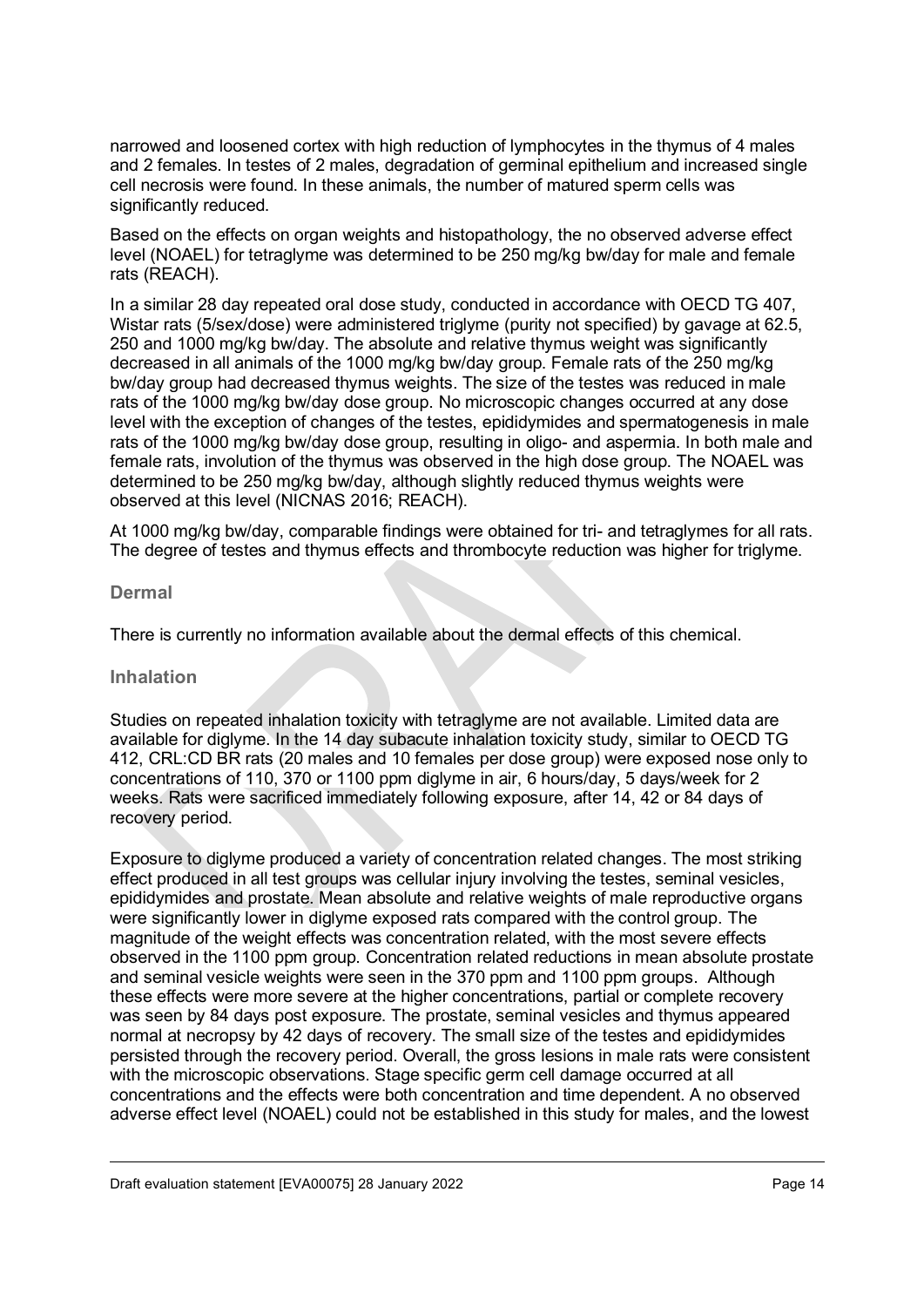narrowed and loosened cortex with high reduction of lymphocytes in the thymus of 4 males and 2 females. In testes of 2 males, degradation of germinal epithelium and increased single cell necrosis were found. In these animals, the number of matured sperm cells was significantly reduced.

Based on the effects on organ weights and histopathology, the no observed adverse effect level (NOAEL) for tetraglyme was determined to be 250 mg/kg bw/day for male and female rats (REACH).

In a similar 28 day repeated oral dose study, conducted in accordance with OECD TG 407, Wistar rats (5/sex/dose) were administered triglyme (purity not specified) by gavage at 62.5, 250 and 1000 mg/kg bw/day. The absolute and relative thymus weight was significantly decreased in all animals of the 1000 mg/kg bw/day group. Female rats of the 250 mg/kg bw/day group had decreased thymus weights. The size of the testes was reduced in male rats of the 1000 mg/kg bw/day dose group. No microscopic changes occurred at any dose level with the exception of changes of the testes, epididymides and spermatogenesis in male rats of the 1000 mg/kg bw/day dose group, resulting in oligo- and aspermia. In both male and female rats, involution of the thymus was observed in the high dose group. The NOAEL was determined to be 250 mg/kg bw/day, although slightly reduced thymus weights were observed at this level (NICNAS 2016; REACH).

At 1000 mg/kg bw/day, comparable findings were obtained for tri- and tetraglymes for all rats. The degree of testes and thymus effects and thrombocyte reduction was higher for triglyme.

### Dermal

There is currently no information available about the dermal effects of this chemical.

### Inhalation

Studies on repeated inhalation toxicity with tetraglyme are not available. Limited data are available for diglyme. In the 14 day subacute inhalation toxicity study, similar to OECD TG 412, CRL:CD BR rats (20 males and 10 females per dose group) were exposed nose only to concentrations of 110, 370 or 1100 ppm diglyme in air, 6 hours/day, 5 days/week for 2 weeks. Rats were sacrificed immediately following exposure, after 14, 42 or 84 days of recovery period.

Exposure to diglyme produced a variety of concentration related changes. The most striking effect produced in all test groups was cellular injury involving the testes, seminal vesicles, epididymides and prostate. Mean absolute and relative weights of male reproductive organs were significantly lower in diglyme exposed rats compared with the control group. The magnitude of the weight effects was concentration related, with the most severe effects observed in the 1100 ppm group. Concentration related reductions in mean absolute prostate and seminal vesicle weights were seen in the 370 ppm and 1100 ppm groups. Although these effects were more severe at the higher concentrations, partial or complete recovery was seen by 84 days post exposure. The prostate, seminal vesicles and thymus appeared normal at necropsy by 42 days of recovery. The small size of the testes and epididymides persisted through the recovery period. Overall, the gross lesions in male rats were consistent with the microscopic observations. Stage specific germ cell damage occurred at all concentrations and the effects were both concentration and time dependent. A no observed adverse effect level (NOAEL) could not be established in this study for males, and the lowest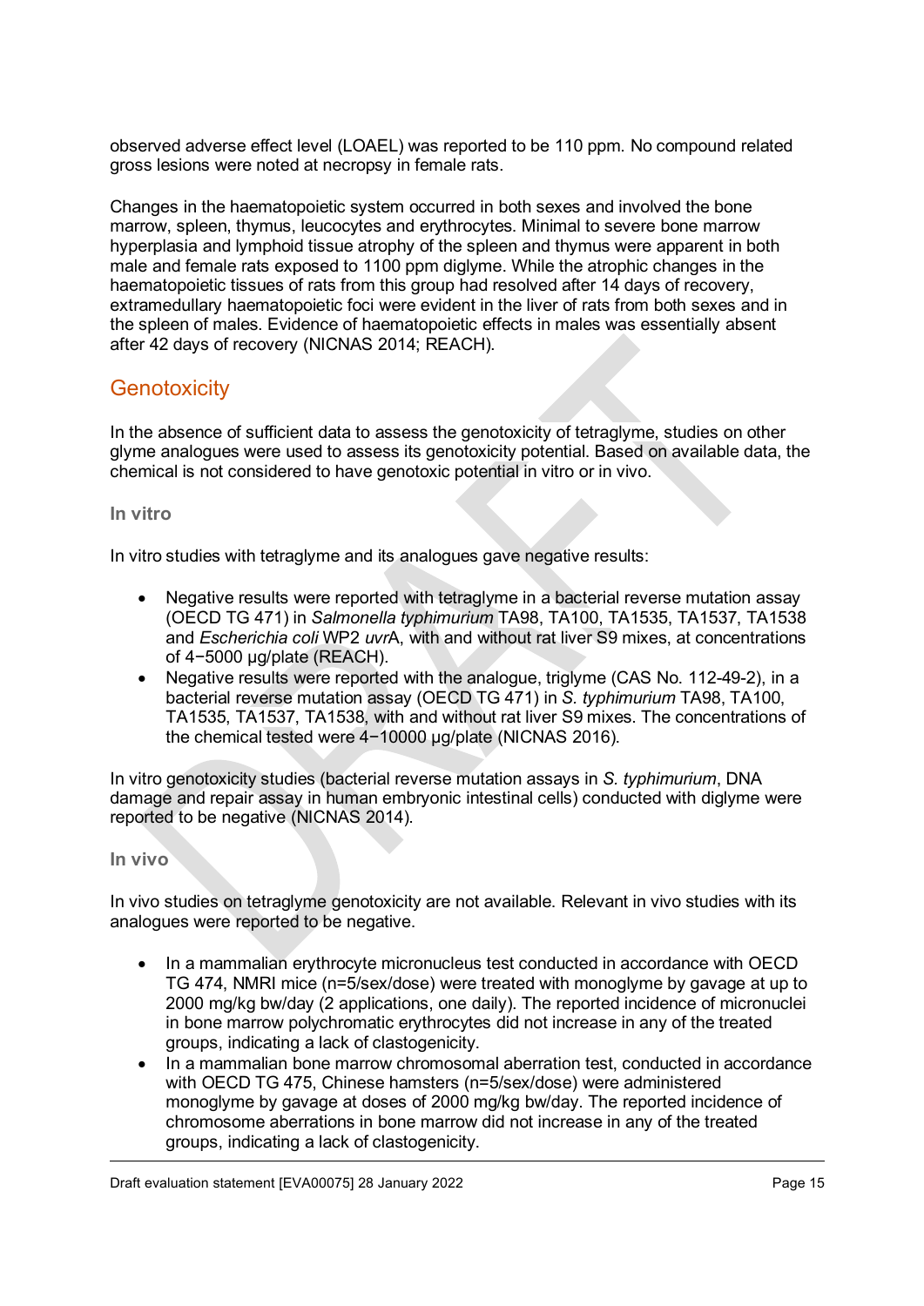observed adverse effect level (LOAEL) was reported to be 110 ppm. No compound related gross lesions were noted at necropsy in female rats.

Changes in the haematopoietic system occurred in both sexes and involved the bone marrow, spleen, thymus, leucocytes and erythrocytes. Minimal to severe bone marrow hyperplasia and lymphoid tissue atrophy of the spleen and thymus were apparent in both male and female rats exposed to 1100 ppm diglyme. While the atrophic changes in the haematopoietic tissues of rats from this group had resolved after 14 days of recovery, extramedullary haematopoietic foci were evident in the liver of rats from both sexes and in the spleen of males. Evidence of haematopoietic effects in males was essentially absent after 42 days of recovery (NICNAS 2014; REACH).

## Genotoxicity

In the absence of sufficient data to assess the genotoxicity of tetraglyme, studies on other glyme analogues were used to assess its genotoxicity potential. Based on available data, the chemical is not considered to have genotoxic potential in vitro or in vivo.

### In vitro

In vitro studies with tetraglyme and its analogues gave negative results:

- Negative results were reported with tetraglyme in a bacterial reverse mutation assay (OECD TG 471) in *Salmonella typhimurium* TA98, TA100, TA1535, TA1537, TA1538 and *Escherichia coli* WP2 *uvr*A, with and without rat liver S9 mixes, at concentrations of 4−5000 µg/plate (REACH).
- Negative results were reported with the analogue, triglyme (CAS No. 112-49-2), in a bacterial reverse mutation assay (OECD TG 471) in *S. typhimurium* TA98, TA100, TA1535, TA1537, TA1538, with and without rat liver S9 mixes. The concentrations of the chemical tested were 4−10000 µg/plate (NICNAS 2016).

In vitro genotoxicity studies (bacterial reverse mutation assays in *S. typhimurium*, DNA damage and repair assay in human embryonic intestinal cells) conducted with diglyme were reported to be negative (NICNAS 2014).

### In vivo

In vivo studies on tetraglyme genotoxicity are not available. Relevant in vivo studies with its analogues were reported to be negative.

- In a mammalian erythrocyte micronucleus test conducted in accordance with OECD TG 474, NMRI mice (n=5/sex/dose) were treated with monoglyme by gavage at up to 2000 mg/kg bw/day (2 applications, one daily). The reported incidence of micronuclei in bone marrow polychromatic erythrocytes did not increase in any of the treated groups, indicating a lack of clastogenicity.
- In a mammalian bone marrow chromosomal aberration test, conducted in accordance with OECD TG 475, Chinese hamsters (n=5/sex/dose) were administered monoglyme by gavage at doses of 2000 mg/kg bw/day. The reported incidence of chromosome aberrations in bone marrow did not increase in any of the treated groups, indicating a lack of clastogenicity.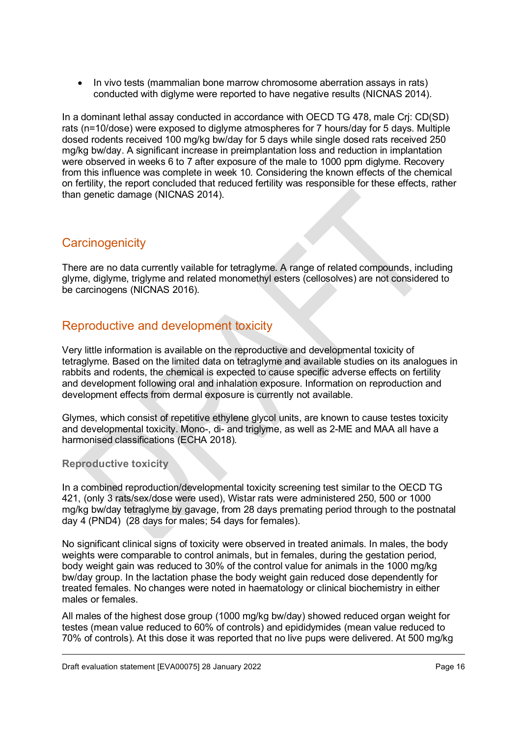- In vivo tests (mammalian bone marrow chromosome aberration assays in rats) conducted with diglyme were reported to have negative results (NICNAS 2014).

In a dominant lethal assay conducted in accordance with OECD TG 478, male Crj: CD(SD) rats (n=10/dose) were exposed to diglyme atmospheres for 7 hours/day for 5 days. Multiple dosed rodents received 100 mg/kg bw/day for 5 days while single dosed rats received 250 mg/kg bw/day. A significant increase in preimplantation loss and reduction in implantation were observed in weeks 6 to 7 after exposure of the male to 1000 ppm diglyme. Recovery from this influence was complete in week 10. Considering the known effects of the chemical on fertility, the report concluded that reduced fertility was responsible for these effects, rather than genetic damage (NICNAS 2014).

## Carcinogenicity

There are no data currently vailable for tetraglyme. A range of related compounds, including glyme, diglyme, triglyme and related monomethyl esters (cellosolves) are not considered to be carcinogens (NICNAS 2016).

## Reproductive and development toxicity

Very little information is available on the reproductive and developmental toxicity of tetraglyme. Based on the limited data on tetraglyme and available studies on its analogues in rabbits and rodents, the chemical is expected to cause specific adverse effects on fertility and development following oral and inhalation exposure. Information on reproduction and development effects from dermal exposure is currently not available.

Glymes, which consist of repetitive ethylene glycol units, are known to cause testes toxicity and developmental toxicity. Mono-, di- and triglyme, as well as 2-ME and MAA all have a harmonised classifications (ECHA 2018).

### Reproductive toxicity

In a combined reproduction/developmental toxicity screening test similar to the OECD TG 421, (only 3 rats/sex/dose were used), Wistar rats were administered 250, 500 or 1000 mg/kg bw/day tetraglyme by gavage, from 28 days premating period through to the postnatal day 4 (PND4) (28 days for males; 54 days for females).

No significant clinical signs of toxicity were observed in treated animals. In males, the body weights were comparable to control animals, but in females, during the gestation period, body weight gain was reduced to 30% of the control value for animals in the 1000 mg/kg bw/day group. In the lactation phase the body weight gain reduced dose dependently for treated females. No changes were noted in haematology or clinical biochemistry in either males or females.

All males of the highest dose group (1000 mg/kg bw/day) showed reduced organ weight for testes (mean value reduced to 60% of controls) and epididymides (mean value reduced to 70% of controls). At this dose it was reported that no live pups were delivered. At 500 mg/kg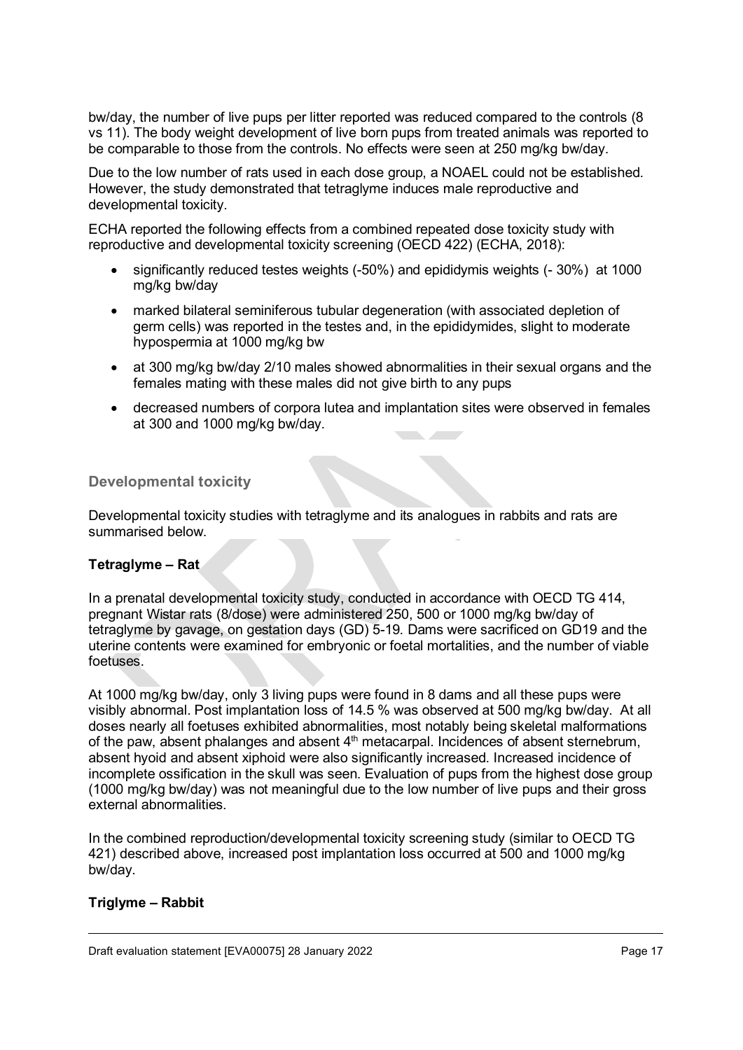bw/day, the number of live pups per litter reported was reduced compared to the controls (8 vs 11). The body weight development of live born pups from treated animals was reported to be comparable to those from the controls. No effects were seen at 250 mg/kg bw/day.

Due to the low number of rats used in each dose group, a NOAEL could not be established. However, the study demonstrated that tetraglyme induces male reproductive and developmental toxicity.

ECHA reported the following effects from a combined repeated dose toxicity study with reproductive and developmental toxicity screening (OECD 422) (ECHA, 2018):

- significantly reduced testes weights (-50%) and epididymis weights (- 30%) at 1000 mg/kg bw/day
- marked bilateral seminiferous tubular degeneration (with associated depletion of germ cells) was reported in the testes and, in the epididymides, slight to moderate hypospermia at 1000 mg/kg bw
- at 300 mg/kg bw/day 2/10 males showed abnormalities in their sexual organs and the females mating with these males did not give birth to any pups
- decreased numbers of corpora lutea and implantation sites were observed in females at 300 and 1000 mg/kg bw/day.

### Developmental toxicity

Developmental toxicity studies with tetraglyme and its analogues in rabbits and rats are summarised below.

**Tetraglyme – Rat**

In a prenatal developmental toxicity study, conducted in accordance with OECD TG 414, pregnant Wistar rats (8/dose) were administered 250, 500 or 1000 mg/kg bw/day of tetraglyme by gavage, on gestation days (GD) 5-19. Dams were sacrificed on GD19 and the uterine contents were examined for embryonic or foetal mortalities, and the number of viable foetuses.

At 1000 mg/kg bw/day, only 3 living pups were found in 8 dams and all these pups were visibly abnormal. Post implantation loss of 14.5 % was observed at 500 mg/kg bw/day. At all doses nearly all foetuses exhibited abnormalities, most notably being skeletal malformations of the paw, absent phalanges and absent 4th metacarpal. Incidences of absent sternebrum, absent hyoid and absent xiphoid were also significantly increased. Increased incidence of incomplete ossification in the skull was seen. Evaluation of pups from the highest dose group (1000 mg/kg bw/day) was not meaningful due to the low number of live pups and their gross external abnormalities.

In the combined reproduction/developmental toxicity screening study (similar to OECD TG 421) described above, increased post implantation loss occurred at 500 and 1000 mg/kg bw/day.

**Triglyme – Rabbit**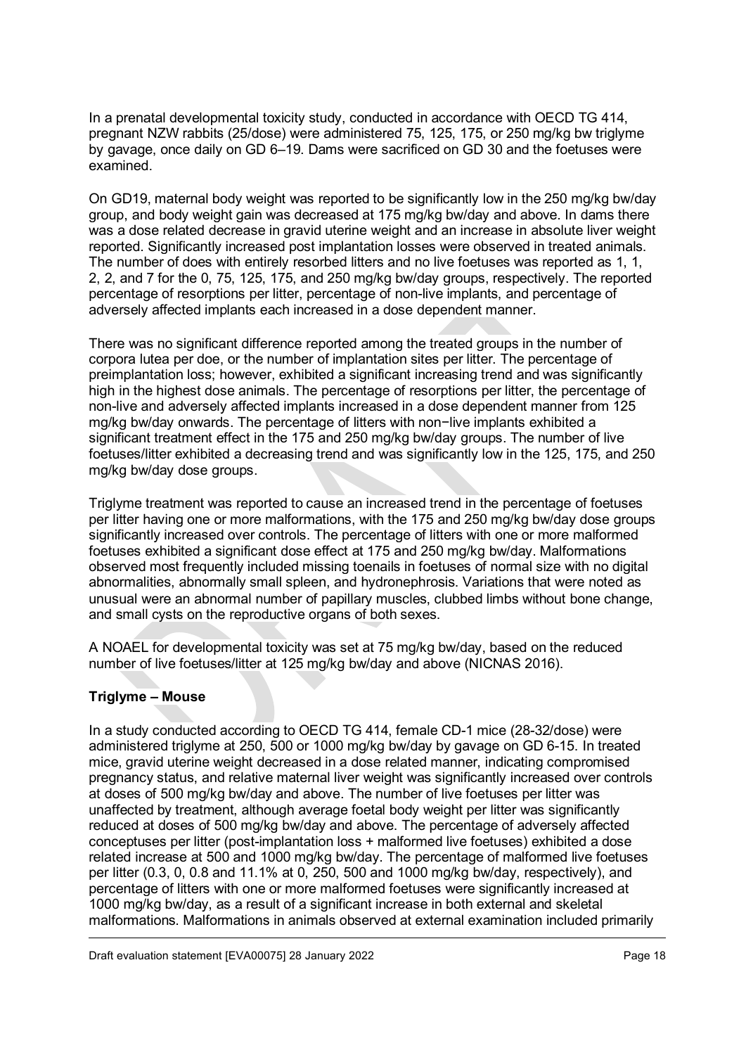In a prenatal developmental toxicity study, conducted in accordance with OECD TG 414, pregnant NZW rabbits (25/dose) were administered 75, 125, 175, or 250 mg/kg bw triglyme by gavage, once daily on GD 6–19. Dams were sacrificed on GD 30 and the foetuses were examined.

On GD19, maternal body weight was reported to be significantly low in the 250 mg/kg bw/day group, and body weight gain was decreased at 175 mg/kg bw/day and above. In dams there was a dose related decrease in gravid uterine weight and an increase in absolute liver weight reported. Significantly increased post implantation losses were observed in treated animals. The number of does with entirely resorbed litters and no live foetuses was reported as 1, 1, 2, 2, and 7 for the 0, 75, 125, 175, and 250 mg/kg bw/day groups, respectively. The reported percentage of resorptions per litter, percentage of non-live implants, and percentage of adversely affected implants each increased in a dose dependent manner.

There was no significant difference reported among the treated groups in the number of corpora lutea per doe, or the number of implantation sites per litter. The percentage of preimplantation loss; however, exhibited a significant increasing trend and was significantly high in the highest dose animals. The percentage of resorptions per litter, the percentage of non-live and adversely affected implants increased in a dose dependent manner from 125 mg/kg bw/day onwards. The percentage of litters with non−live implants exhibited a significant treatment effect in the 175 and 250 mg/kg bw/day groups. The number of live foetuses/litter exhibited a decreasing trend and was significantly low in the 125, 175, and 250 mg/kg bw/day dose groups.

Triglyme treatment was reported to cause an increased trend in the percentage of foetuses per litter having one or more malformations, with the 175 and 250 mg/kg bw/day dose groups significantly increased over controls. The percentage of litters with one or more malformed foetuses exhibited a significant dose effect at 175 and 250 mg/kg bw/day. Malformations observed most frequently included missing toenails in foetuses of normal size with no digital abnormalities, abnormally small spleen, and hydronephrosis. Variations that were noted as unusual were an abnormal number of papillary muscles, clubbed limbs without bone change, and small cysts on the reproductive organs of both sexes.

A NOAEL for developmental toxicity was set at 75 mg/kg bw/day, based on the reduced number of live foetuses/litter at 125 mg/kg bw/day and above (NICNAS 2016).

**Triglyme – Mouse**

In a study conducted according to OECD TG 414, female CD-1 mice (28-32/dose) were administered triglyme at 250, 500 or 1000 mg/kg bw/day by gavage on GD 6-15. In treated mice, gravid uterine weight decreased in a dose related manner, indicating compromised pregnancy status, and relative maternal liver weight was significantly increased over controls at doses of 500 mg/kg bw/day and above. The number of live foetuses per litter was unaffected by treatment, although average foetal body weight per litter was significantly reduced at doses of 500 mg/kg bw/day and above. The percentage of adversely affected conceptuses per litter (post-implantation loss + malformed live foetuses) exhibited a dose related increase at 500 and 1000 mg/kg bw/day. The percentage of malformed live foetuses per litter (0.3, 0, 0.8 and 11.1% at 0, 250, 500 and 1000 mg/kg bw/day, respectively), and percentage of litters with one or more malformed foetuses were significantly increased at 1000 mg/kg bw/day, as a result of a significant increase in both external and skeletal malformations. Malformations in animals observed at external examination included primarily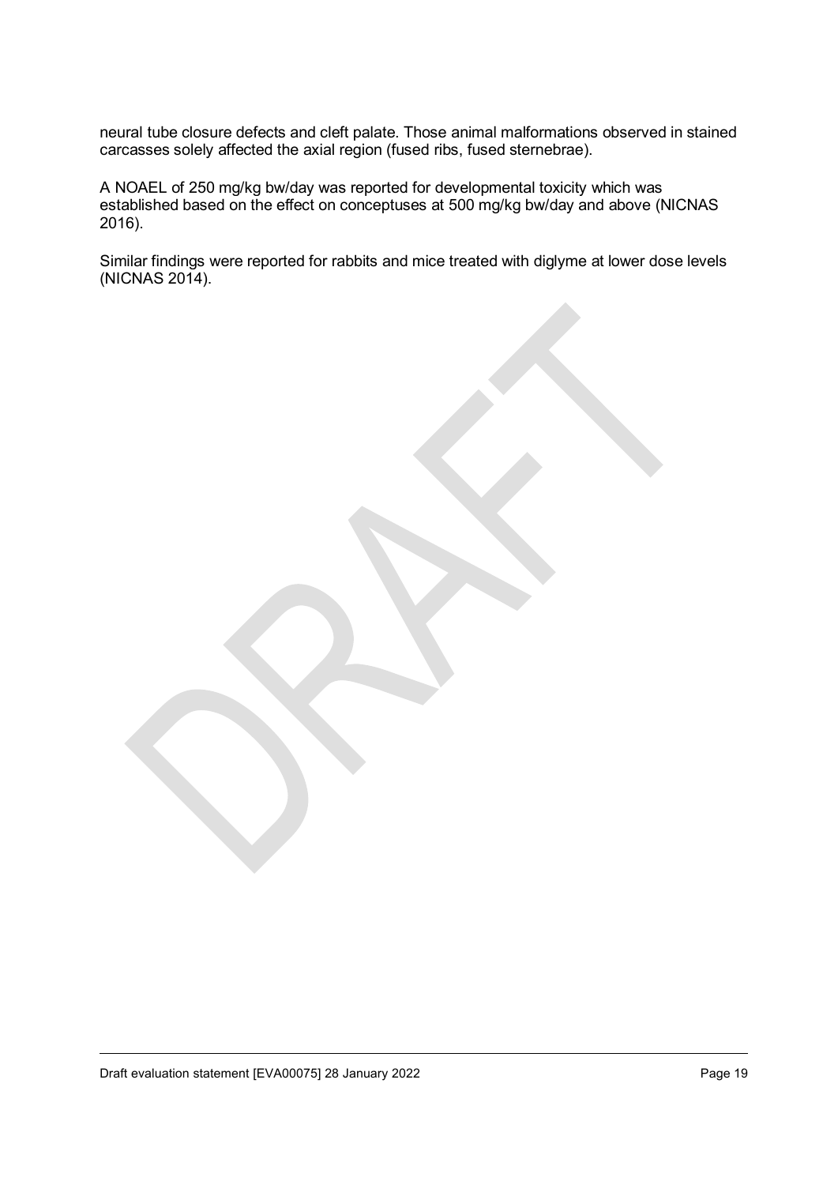neural tube closure defects and cleft palate. Those animal malformations observed in stained carcasses solely affected the axial region (fused ribs, fused sternebrae).

A NOAEL of 250 mg/kg bw/day was reported for developmental toxicity which was established based on the effect on conceptuses at 500 mg/kg bw/day and above (NICNAS 2016).

Similar findings were reported for rabbits and mice treated with diglyme at lower dose levels (NICNAS 2014).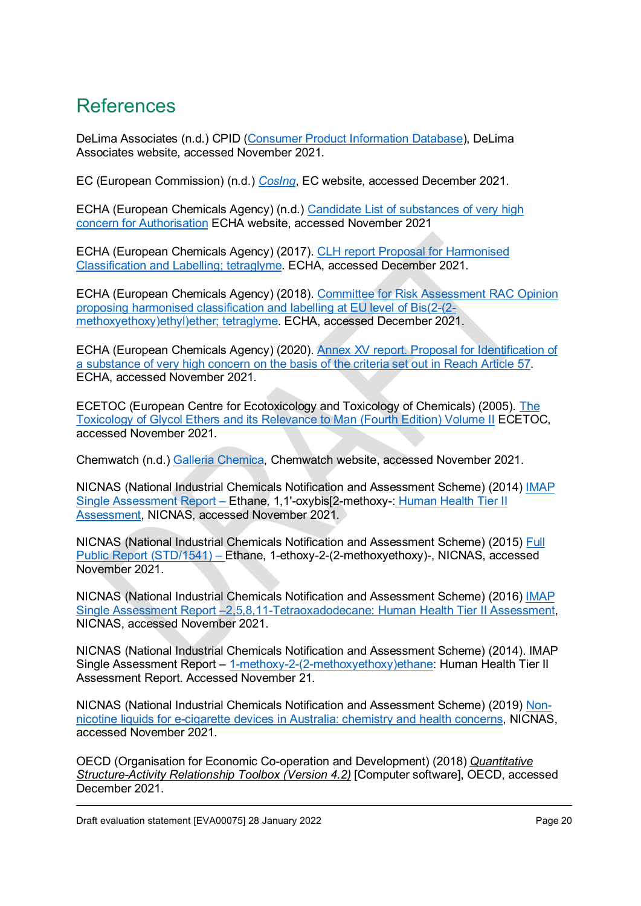# References

DeLima Associates (n.d.) CPID (Consumer Product Information Database), DeLima Associates website, accessed November 2021.

EC (European Commission) (n.d.) *CosIng*, EC website, accessed December 2021.

ECHA (European Chemicals Agency) (n.d.) Candidate List of substances of very high concern for Authorisation ECHA website, accessed November 2021

ECHA (European Chemicals Agency) (2017). CLH report Proposal for Harmonised Classification and Labelling; tetraglyme. ECHA, accessed December 2021.

ECHA (European Chemicals Agency) (2018). Committee for Risk Assessment RAC Opinion proposing harmonised classification and labelling at EU level of Bis(2-(2-methoxyethoxy)ethyl)ether; tetraglyme. ECHA, accessed December 2021.

ECHA (European Chemicals Agency) (2020). Annex XV report. Proposal for Identification of a substance of very high concern on the basis of the criteria set out in Reach Article 57. ECHA, accessed November 2021.

ECETOC (European Centre for Ecotoxicology and Toxicology of Chemicals) (2005). The Toxicology of Glycol Ethers and its Relevance to Man (Fourth Edition) Volume II ECETOC, accessed November 2021.

Chemwatch (n.d.) Galleria Chemica, Chemwatch website, accessed November 2021.

NICNAS (National Industrial Chemicals Notification and Assessment Scheme) (2014) IMAP Single Assessment Report – Ethane, 1,1'-oxybis[2-methoxy-: Human Health Tier II Assessment, NICNAS, accessed November 2021.

NICNAS (National Industrial Chemicals Notification and Assessment Scheme) (2015) Full Public Report (STD/1541) – Ethane, 1-ethoxy-2-(2-methoxyethoxy)-, NICNAS, accessed November 2021.

NICNAS (National Industrial Chemicals Notification and Assessment Scheme) (2016) IMAP Single Assessment Report –2,5,8,11-Tetraoxadodecane: Human Health Tier II Assessment, NICNAS, accessed November 2021.

NICNAS (National Industrial Chemicals Notification and Assessment Scheme) (2014). IMAP Single Assessment Report – 1-methoxy-2-(2-methoxyethoxy)ethane: Human Health Tier II Assessment Report. Accessed November 21.

NICNAS (National Industrial Chemicals Notification and Assessment Scheme) (2019) Non-nicotine liquids for e-cigarette devices in Australia: chemistry and health concerns, NICNAS, accessed November 2021.

OECD (Organisation for Economic Co-operation and Development) (2018) *Quantitative Structure-Activity Relationship Toolbox (Version 4.2)* [Computer software], OECD, accessed December 2021.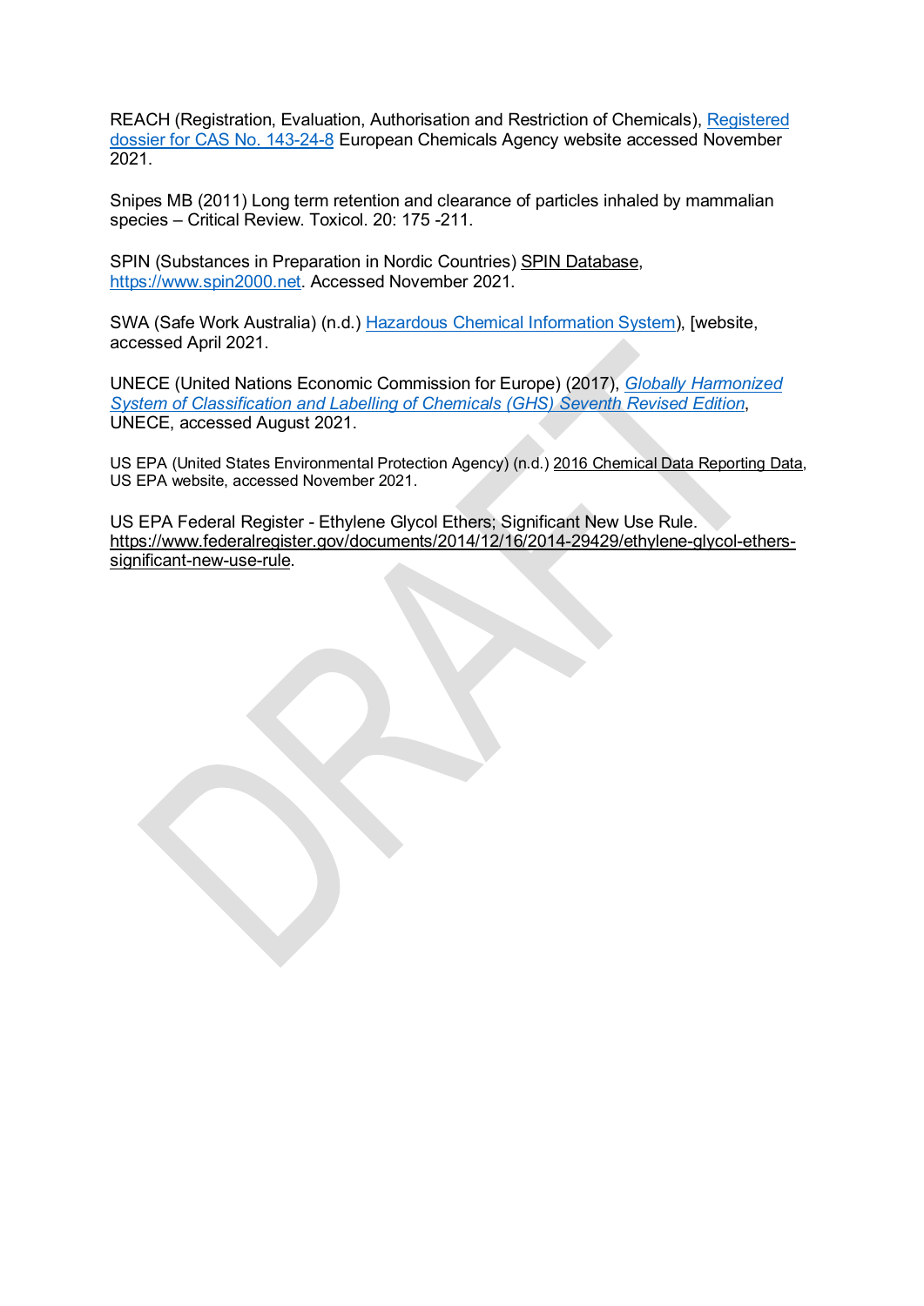REACH (Registration, Evaluation, Authorisation and Restriction of Chemicals), Registered dossier for CAS No. 143-24-8 European Chemicals Agency website accessed November 2021.

Snipes MB (2011) Long term retention and clearance of particles inhaled by mammalian species – Critical Review. Toxicol. 20: 175 -211.

SPIN (Substances in Preparation in Nordic Countries) SPIN Database, https://www.spin2000.net. Accessed November 2021.

SWA (Safe Work Australia) (n.d.) Hazardous Chemical Information System), [website, accessed April 2021.

UNECE (United Nations Economic Commission for Europe) (2017), *Globally Harmonized System of Classification and Labelling of Chemicals (GHS) Seventh Revised Edition*, UNECE, accessed August 2021.

US EPA (United States Environmental Protection Agency) (n.d.) 2016 Chemical Data Reporting Data, US EPA website, accessed November 2021.

US EPA Federal Register - Ethylene Glycol Ethers; Significant New Use Rule. https://www.federalregister.gov/documents/2014/12/16/2014-29429/ethylene-glycol-ethers-significant-new-use-rule.